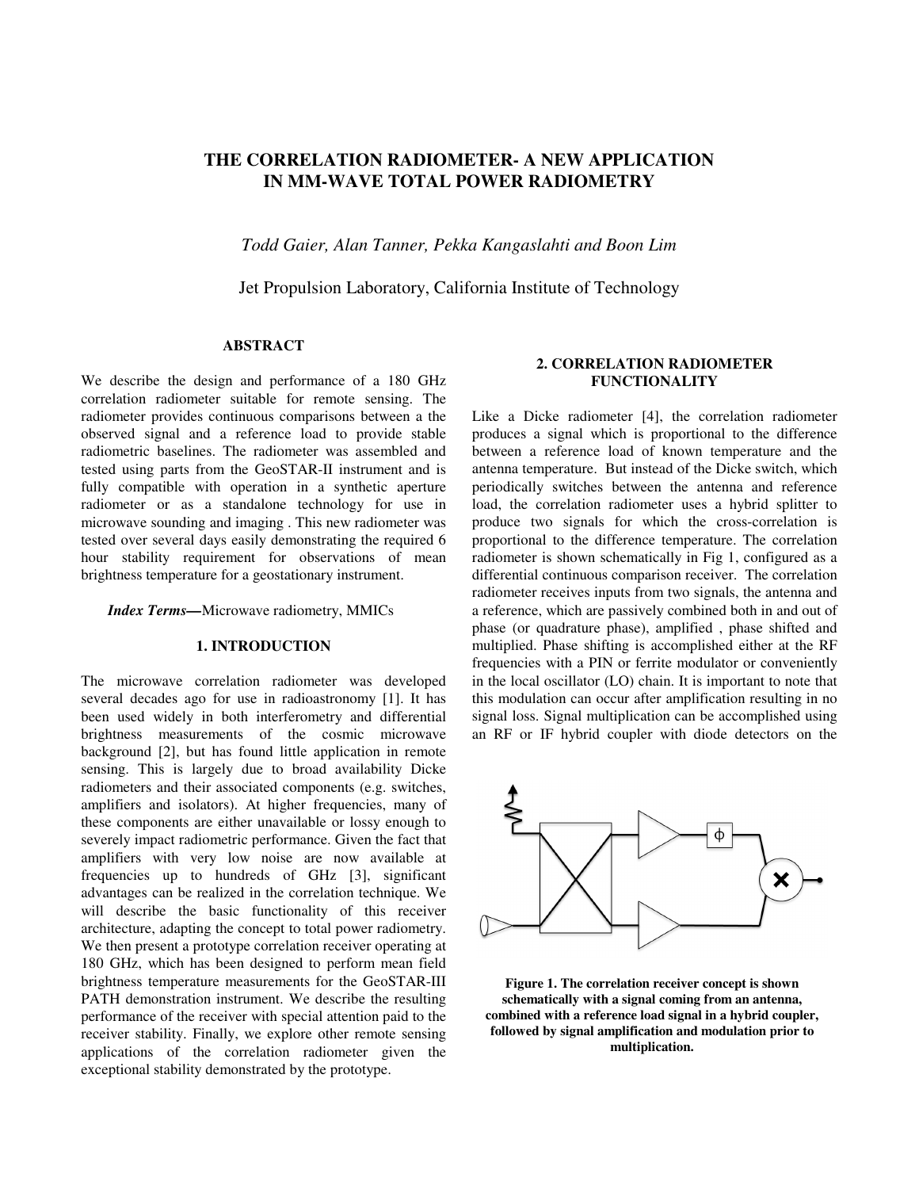# THE CORRELATION RADIOMETER- A NEW APPLICATION IN MM-WAVE TOTAL POWER RADIOMETRY

*Todd Gaier, Alan Tanner, Pekka Kangaslahti and Boon Lim*

Jet Propulsion Laboratory, California Institute of Technology

### ABSTRACT

We describe the design and performance of a 180 GHz correlation radiometer suitable for remote sensing. The radiometer provides continuous comparisons between a the observed signal and a reference load to provide stable radiometric baselines. The radiometer was assembled and tested using parts from the GeoSTAR-II instrument and is fully compatible with operation in a synthetic aperture radiometer or as a standalone technology for use in microwave sounding and imaging . This new radiometer was tested over several days easily demonstrating the required 6 hour stability requirement for observations of mean brightness temperature for a geostationary instrument.

***Index Terms—***Microwave radiometry, MMICs

## 1. INTRODUCTION

The microwave correlation radiometer was developed several decades ago for use in radioastronomy [1]. It has been used widely in both interferometry and differential brightness measurements of the cosmic microwave background [2], but has found little application in remote sensing. This is largely due to broad availability Dicke radiometers and their associated components (e.g. switches, amplifiers and isolators). At higher frequencies, many of these components are either unavailable or lossy enough to severely impact radiometric performance. Given the fact that amplifiers with very low noise are now available at frequencies up to hundreds of GHz [3], significant advantages can be realized in the correlation technique. We will describe the basic functionality of this receiver architecture, adapting the concept to total power radiometry. We then present a prototype correlation receiver operating at 180 GHz, which has been designed to perform mean field brightness temperature measurements for the GeoSTAR-III PATH demonstration instrument. We describe the resulting performance of the receiver with special attention paid to the receiver stability. Finally, we explore other remote sensing applications of the correlation radiometer given the exceptional stability demonstrated by the prototype.

## 2. CORRELATION RADIOMETER FUNCTIONALITY

Like a Dicke radiometer [4], the correlation radiometer produces a signal which is proportional to the difference between a reference load of known temperature and the antenna temperature. But instead of the Dicke switch, which periodically switches between the antenna and reference load, the correlation radiometer uses a hybrid splitter to produce two signals for which the cross-correlation is proportional to the difference temperature. The correlation radiometer is shown schematically in Fig 1, configured as a differential continuous comparison receiver. The correlation radiometer receives inputs from two signals, the antenna and a reference, which are passively combined both in and out of phase (or quadrature phase), amplified , phase shifted and multiplied. Phase shifting is accomplished either at the RF frequencies with a PIN or ferrite modulator or conveniently in the local oscillator (LO) chain. It is important to note that this modulation can occur after amplification resulting in no signal loss. Signal multiplication can be accomplished using an RF or IF hybrid coupler with diode detectors on the

**Figure 1. The correlation receiver concept is shown schematically with a signal coming from an antenna, combined with a reference load signal in a hybrid coupler, followed by signal amplification and modulation prior to multiplication.**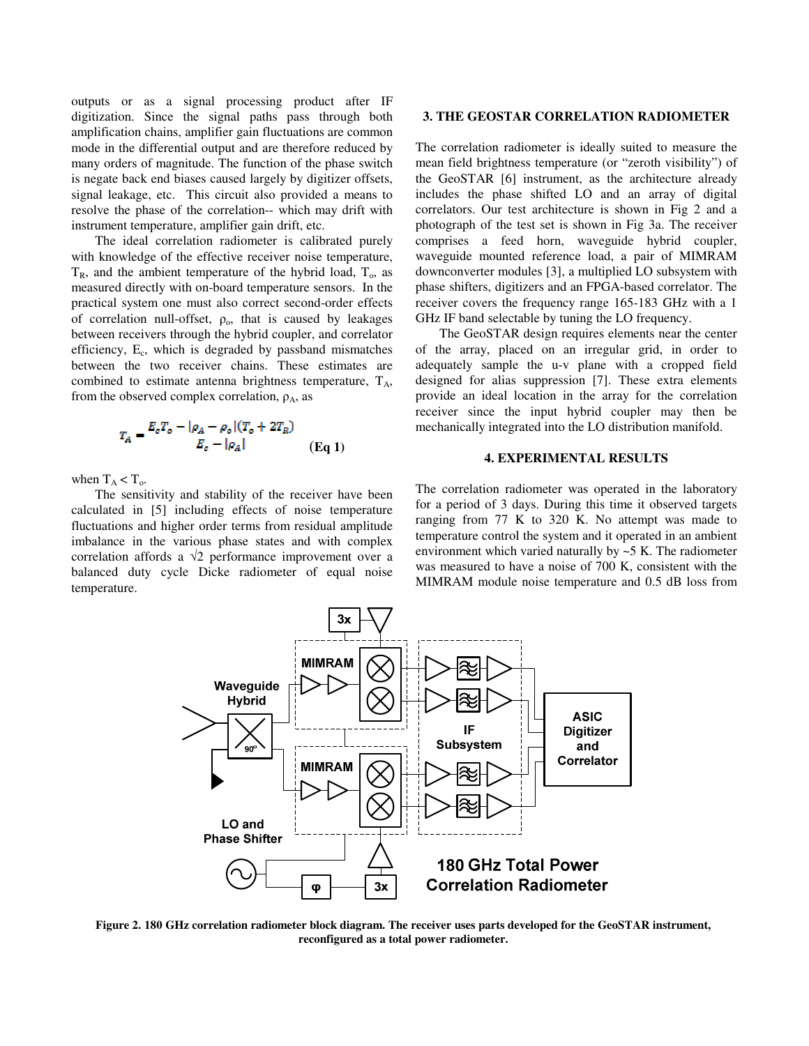outputs or as a signal processing product after IF digitization. Since the signal paths pass through both amplification chains, amplifier gain fluctuations are common mode in the differential output and are therefore reduced by many orders of magnitude. The function of the phase switch is negate back end biases caused largely by digitizer offsets, signal leakage, etc. This circuit also provided a means to resolve the phase of the correlation-- which may drift with instrument temperature, amplifier gain drift, etc.

The ideal correlation radiometer is calibrated purely with knowledge of the effective receiver noise temperature, $T_R$, and the ambient temperature of the hybrid load, $T_o$, as measured directly with on-board temperature sensors. In the practical system one must also correct second-order effects of correlation null-offset, $\rho_o$, that is caused by leakages between receivers through the hybrid coupler, and correlator efficiency, $E_c$, which is degraded by passband mismatches between the two receiver chains. These estimates are combined to estimate antenna brightness temperature, $T_A$, from the observed complex correlation, $\rho_A$, as

$$T_A = \frac{E_c T_o - |\rho_A - \rho_o|(T_o + 2T_R)}{E_c - |\rho_A|} \qquad \textbf{(Eq 1)}$$

when $T_A < T_o$.

The sensitivity and stability of the receiver have been calculated in [5] including effects of noise temperature fluctuations and higher order terms from residual amplitude imbalance in the various phase states and with complex correlation affords a √2 performance improvement over a balanced duty cycle Dicke radiometer of equal noise temperature.

## 3. THE GEOSTAR CORRELATION RADIOMETER

The correlation radiometer is ideally suited to measure the mean field brightness temperature (or "zeroth visibility") of the GeoSTAR [6] instrument, as the architecture already includes the phase shifted LO and an array of digital correlators. Our test architecture is shown in Fig 2 and a photograph of the test set is shown in Fig 3a. The receiver comprises a feed horn, waveguide hybrid coupler, waveguide mounted reference load, a pair of MIMRAM downconverter modules [3], a multiplied LO subsystem with phase shifters, digitizers and an FPGA-based correlator. The receiver covers the frequency range 165-183 GHz with a 1 GHz IF band selectable by tuning the LO frequency.

The GeoSTAR design requires elements near the center of the array, placed on an irregular grid, in order to adequately sample the u-v plane with a cropped field designed for alias suppression [7]. These extra elements provide an ideal location in the array for the correlation receiver since the input hybrid coupler may then be mechanically integrated into the LO distribution manifold.

## 4. EXPERIMENTAL RESULTS

The correlation radiometer was operated in the laboratory for a period of 3 days. During this time it observed targets ranging from 77 K to 320 K. No attempt was made to temperature control the system and it operated in an ambient environment which varied naturally by ~5 K. The radiometer was measured to have a noise of 700 K, consistent with the MIMRAM module noise temperature and 0.5 dB loss from

**Figure 2. 180 GHz correlation radiometer block diagram. The receiver uses parts developed for the GeoSTAR instrument, reconfigured as a total power radiometer.**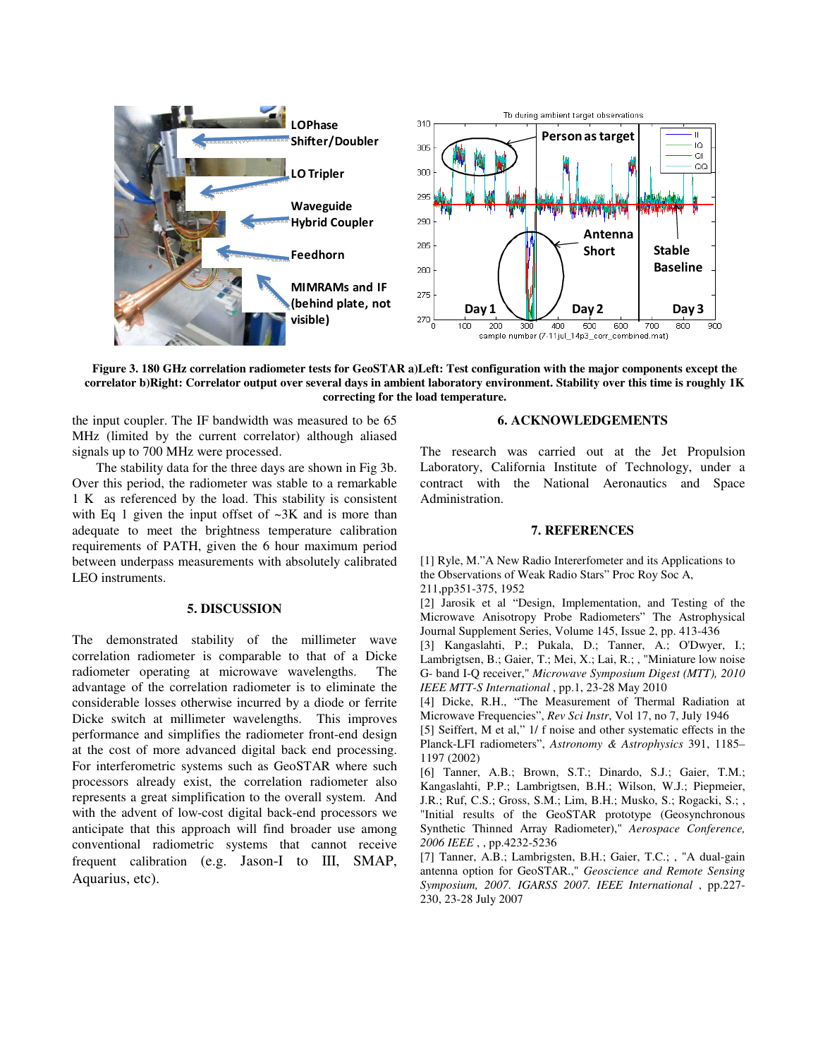LOPhase Shifter/Doubler

LO Tripler

Waveguide Hybrid Coupler

Feedhorn

MIMRAMs and IF (behind plate, not visible)

Tb during ambient target observations

Person as target

Antenna Short

Stable Baseline

Day 1

Day 2

Day 3

II
IQ
QI
QQ

310
305
300
295
290
285
280
275
270

0 100 200 300 400 500 600 700 800 900

sample number (7-11jul_14p3_corr_combined.mat)

**Figure 3. 180 GHz correlation radiometer tests for GeoSTAR a)Left: Test configuration with the major components except the correlator b)Right: Correlator output over several days in ambient laboratory environment. Stability over this time is roughly 1K correcting for the load temperature.**

the input coupler. The IF bandwidth was measured to be 65 MHz (limited by the current correlator) although aliased signals up to 700 MHz were processed.

The stability data for the three days are shown in Fig 3b. Over this period, the radiometer was stable to a remarkable 1 K as referenced by the load. This stability is consistent with Eq 1 given the input offset of ~3K and is more than adequate to meet the brightness temperature calibration requirements of PATH, given the 6 hour maximum period between underpass measurements with absolutely calibrated LEO instruments.

## 5. DISCUSSION

The demonstrated stability of the millimeter wave correlation radiometer is comparable to that of a Dicke radiometer operating at microwave wavelengths. The advantage of the correlation radiometer is to eliminate the considerable losses otherwise incurred by a diode or ferrite Dicke switch at millimeter wavelengths. This improves performance and simplifies the radiometer front-end design at the cost of more advanced digital back end processing. For interferometric systems such as GeoSTAR where such processors already exist, the correlation radiometer also represents a great simplification to the overall system. And with the advent of low-cost digital back-end processors we anticipate that this approach will find broader use among conventional radiometric systems that cannot receive frequent calibration (e.g. Jason-I to III, SMAP, Aquarius, etc).

## 6. ACKNOWLEDGEMENTS

The research was carried out at the Jet Propulsion Laboratory, California Institute of Technology, under a contract with the National Aeronautics and Space Administration.

## 7. REFERENCES

[1] Ryle, M."A New Radio Intererfometer and its Applications to the Observations of Weak Radio Stars" Proc Roy Soc A, 211,pp351-375, 1952

[2] Jarosik et al "Design, Implementation, and Testing of the Microwave Anisotropy Probe Radiometers" The Astrophysical Journal Supplement Series, Volume 145, Issue 2, pp. 413-436

[3] Kangaslahti, P.; Pukala, D.; Tanner, A.; O'Dwyer, I.; Lambrigtsen, B.; Gaier, T.; Mei, X.; Lai, R.; , "Miniature low noise G- band I-Q receiver," *Microwave Symposium Digest (MTT), 2010 IEEE MTT-S International* , pp.1, 23-28 May 2010

[4] Dicke, R.H., "The Measurement of Thermal Radiation at Microwave Frequencies", *Rev Sci Instr*, Vol 17, no 7, July 1946

[5] Seiffert, M et al," 1/ f noise and other systematic effects in the Planck-LFI radiometers", *Astronomy & Astrophysics* 391, 1185–1197 (2002)

[6] Tanner, A.B.; Brown, S.T.; Dinardo, S.J.; Gaier, T.M.; Kangaslahti, P.P.; Lambrigtsen, B.H.; Wilson, W.J.; Piepmeier, J.R.; Ruf, C.S.; Gross, S.M.; Lim, B.H.; Musko, S.; Rogacki, S.; , "Initial results of the GeoSTAR prototype (Geosynchronous Synthetic Thinned Array Radiometer)," *Aerospace Conference, 2006 IEEE* , , pp.4232-5236

[7] Tanner, A.B.; Lambrigtsen, B.H.; Gaier, T.C.; , "A dual-gain antenna option for GeoSTAR.," *Geoscience and Remote Sensing Symposium, 2007. IGARSS 2007. IEEE International* , pp.227-230, 23-28 July 2007